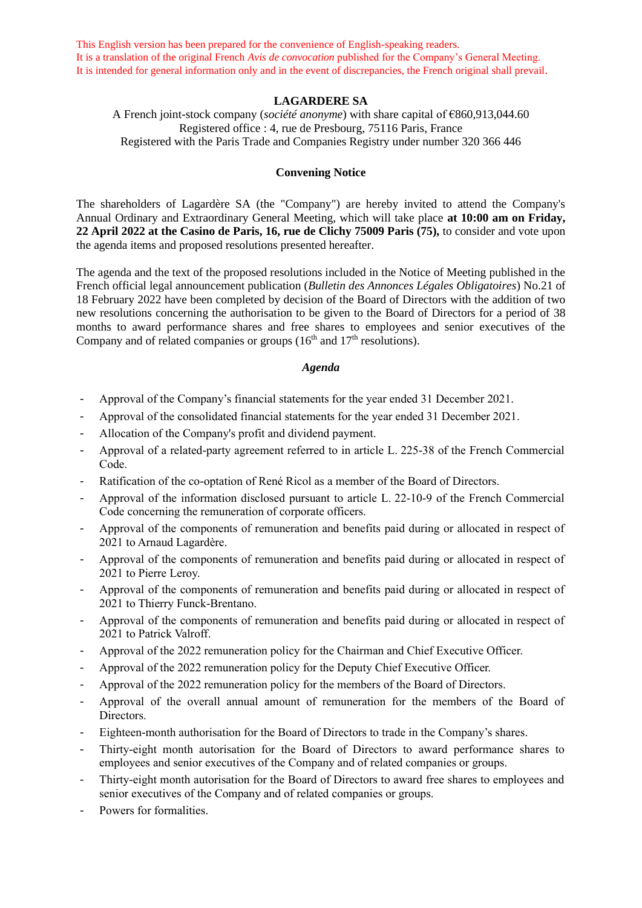This English version has been prepared for the convenience of English-speaking readers.
It is a translation of the original French *Avis de convocation* published for the Company's General Meeting.
It is intended for general information only and in the event of discrepancies, the French original shall prevail.

**LAGARDERE SA**

A French joint-stock company (*société anonyme*) with share capital of €860,913,044.60
Registered office : 4, rue de Presbourg, 75116 Paris, France
Registered with the Paris Trade and Companies Registry under number 320 366 446

**Convening Notice**

The shareholders of Lagardère SA (the "Company") are hereby invited to attend the Company's Annual Ordinary and Extraordinary General Meeting, which will take place **at 10:00 am on Friday, 22 April 2022 at the Casino de Paris, 16, rue de Clichy 75009 Paris (75),** to consider and vote upon the agenda items and proposed resolutions presented hereafter.

The agenda and the text of the proposed resolutions included in the Notice of Meeting published in the French official legal announcement publication (*Bulletin des Annonces Légales Obligatoires*) No.21 of 18 February 2022 have been completed by decision of the Board of Directors with the addition of two new resolutions concerning the authorisation to be given to the Board of Directors for a period of 38 months to award performance shares and free shares to employees and senior executives of the Company and of related companies or groups (16th and 17th resolutions).

***Agenda***

- Approval of the Company's financial statements for the year ended 31 December 2021.
- Approval of the consolidated financial statements for the year ended 31 December 2021.
- Allocation of the Company's profit and dividend payment.
- Approval of a related-party agreement referred to in article L. 225-38 of the French Commercial Code.
- Ratification of the co-optation of René Ricol as a member of the Board of Directors.
- Approval of the information disclosed pursuant to article L. 22-10-9 of the French Commercial Code concerning the remuneration of corporate officers.
- Approval of the components of remuneration and benefits paid during or allocated in respect of 2021 to Arnaud Lagardère.
- Approval of the components of remuneration and benefits paid during or allocated in respect of 2021 to Pierre Leroy.
- Approval of the components of remuneration and benefits paid during or allocated in respect of 2021 to Thierry Funck-Brentano.
- Approval of the components of remuneration and benefits paid during or allocated in respect of 2021 to Patrick Valroff.
- Approval of the 2022 remuneration policy for the Chairman and Chief Executive Officer.
- Approval of the 2022 remuneration policy for the Deputy Chief Executive Officer.
- Approval of the 2022 remuneration policy for the members of the Board of Directors.
- Approval of the overall annual amount of remuneration for the members of the Board of Directors.
- Eighteen-month authorisation for the Board of Directors to trade in the Company's shares.
- Thirty-eight month autorisation for the Board of Directors to award performance shares to employees and senior executives of the Company and of related companies or groups.
- Thirty-eight month autorisation for the Board of Directors to award free shares to employees and senior executives of the Company and of related companies or groups.
- Powers for formalities.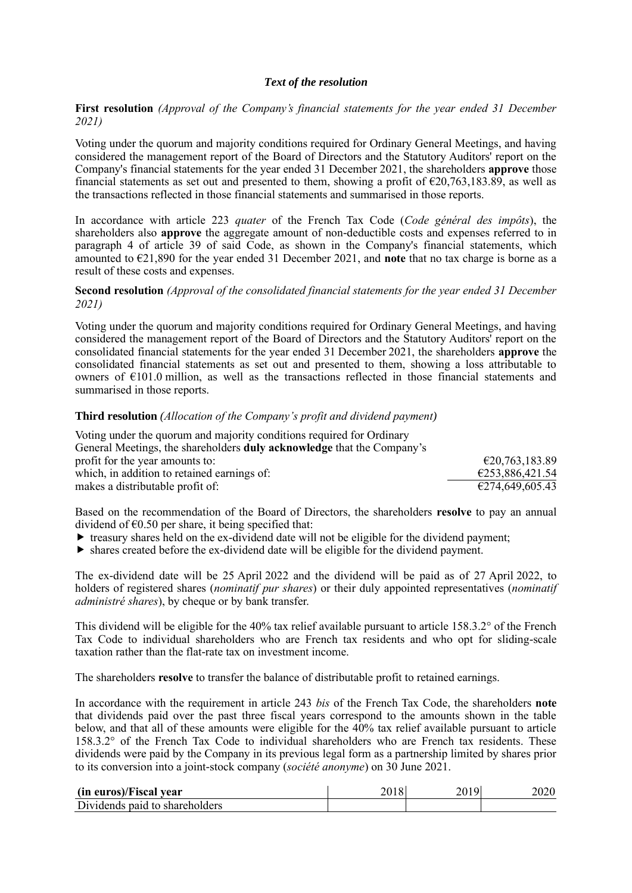### *Text of the resolution*

**First resolution** *(Approval of the Company's financial statements for the year ended 31 December 2021)*

Voting under the quorum and majority conditions required for Ordinary General Meetings, and having considered the management report of the Board of Directors and the Statutory Auditors' report on the Company's financial statements for the year ended 31 December 2021, the shareholders **approve** those financial statements as set out and presented to them, showing a profit of €20,763,183.89, as well as the transactions reflected in those financial statements and summarised in those reports.

In accordance with article 223 *quater* of the French Tax Code (*Code général des impôts*), the shareholders also **approve** the aggregate amount of non-deductible costs and expenses referred to in paragraph 4 of article 39 of said Code, as shown in the Company's financial statements, which amounted to €21,890 for the year ended 31 December 2021, and **note** that no tax charge is borne as a result of these costs and expenses.

**Second resolution** *(Approval of the consolidated financial statements for the year ended 31 December 2021)*

Voting under the quorum and majority conditions required for Ordinary General Meetings, and having considered the management report of the Board of Directors and the Statutory Auditors' report on the consolidated financial statements for the year ended 31 December 2021, the shareholders **approve** the consolidated financial statements as set out and presented to them, showing a loss attributable to owners of €101.0 million, as well as the transactions reflected in those financial statements and summarised in those reports.

**Third resolution** *(Allocation of the Company's profit and dividend payment)*

| Voting under the quorum and majority conditions required for Ordinary General Meetings, the shareholders **duly acknowledge** that the Company's profit for the year amounts to: | €20,763,183.89 |
|---|---|
| which, in addition to retained earnings of: | €253,886,421.54 |
| makes a distributable profit of: | €274,649,605.43 |

Based on the recommendation of the Board of Directors, the shareholders **resolve** to pay an annual dividend of €0.50 per share, it being specified that:

- treasury shares held on the ex-dividend date will not be eligible for the dividend payment;
- shares created before the ex-dividend date will be eligible for the dividend payment.

The ex-dividend date will be 25 April 2022 and the dividend will be paid as of 27 April 2022, to holders of registered shares (*nominatif pur shares*) or their duly appointed representatives (*nominatif administré shares*), by cheque or by bank transfer.

This dividend will be eligible for the 40% tax relief available pursuant to article 158.3.2° of the French Tax Code to individual shareholders who are French tax residents and who opt for sliding-scale taxation rather than the flat-rate tax on investment income.

The shareholders **resolve** to transfer the balance of distributable profit to retained earnings.

In accordance with the requirement in article 243 *bis* of the French Tax Code, the shareholders **note** that dividends paid over the past three fiscal years correspond to the amounts shown in the table below, and that all of these amounts were eligible for the 40% tax relief available pursuant to article 158.3.2° of the French Tax Code to individual shareholders who are French tax residents. These dividends were paid by the Company in its previous legal form as a partnership limited by shares prior to its conversion into a joint-stock company (*société anonyme*) on 30 June 2021.

| **(in euros)/Fiscal year** | 2018 | 2019 | 2020 |
|---|---|---|---|
| Dividends paid to shareholders | | | |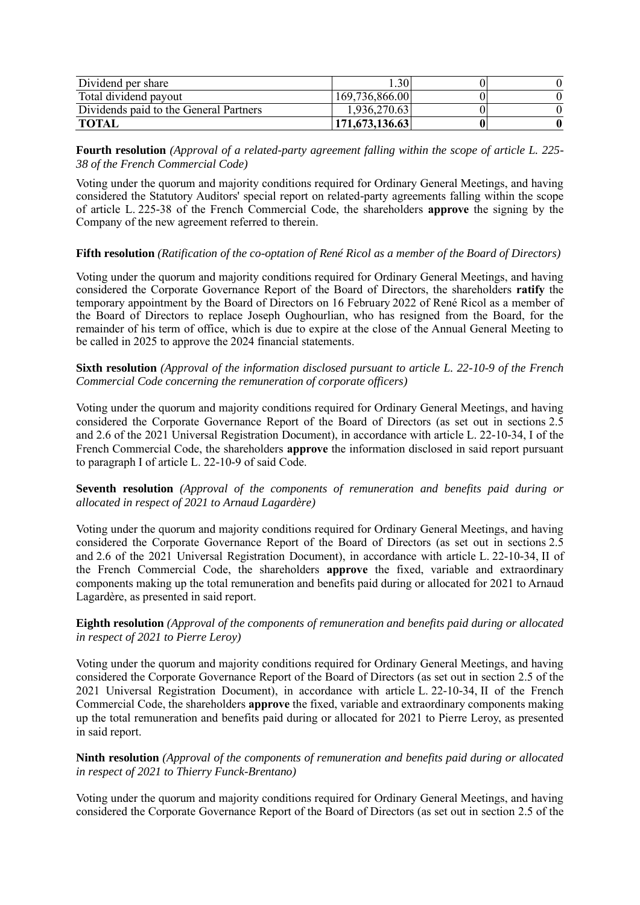| Dividend per share | 1.30 | 0 | 0 |
|---|---|---|---|
| Total dividend payout | 169,736,866.00 | 0 | 0 |
| Dividends paid to the General Partners | 1,936,270.63 | 0 | 0 |
| **TOTAL** | **171,673,136.63** | **0** | **0** |

**Fourth resolution** *(Approval of a related-party agreement falling within the scope of article L. 225-38 of the French Commercial Code)*

Voting under the quorum and majority conditions required for Ordinary General Meetings, and having considered the Statutory Auditors' special report on related-party agreements falling within the scope of article L. 225-38 of the French Commercial Code, the shareholders **approve** the signing by the Company of the new agreement referred to therein.

**Fifth resolution** *(Ratification of the co-optation of René Ricol as a member of the Board of Directors)*

Voting under the quorum and majority conditions required for Ordinary General Meetings, and having considered the Corporate Governance Report of the Board of Directors, the shareholders **ratify** the temporary appointment by the Board of Directors on 16 February 2022 of René Ricol as a member of the Board of Directors to replace Joseph Oughourlian, who has resigned from the Board, for the remainder of his term of office, which is due to expire at the close of the Annual General Meeting to be called in 2025 to approve the 2024 financial statements.

**Sixth resolution** *(Approval of the information disclosed pursuant to article L. 22-10-9 of the French Commercial Code concerning the remuneration of corporate officers)*

Voting under the quorum and majority conditions required for Ordinary General Meetings, and having considered the Corporate Governance Report of the Board of Directors (as set out in sections 2.5 and 2.6 of the 2021 Universal Registration Document), in accordance with article L. 22-10-34, I of the French Commercial Code, the shareholders **approve** the information disclosed in said report pursuant to paragraph I of article L. 22-10-9 of said Code.

**Seventh resolution** *(Approval of the components of remuneration and benefits paid during or allocated in respect of 2021 to Arnaud Lagardère)*

Voting under the quorum and majority conditions required for Ordinary General Meetings, and having considered the Corporate Governance Report of the Board of Directors (as set out in sections 2.5 and 2.6 of the 2021 Universal Registration Document), in accordance with article L. 22-10-34, II of the French Commercial Code, the shareholders **approve** the fixed, variable and extraordinary components making up the total remuneration and benefits paid during or allocated for 2021 to Arnaud Lagardère, as presented in said report.

**Eighth resolution** *(Approval of the components of remuneration and benefits paid during or allocated in respect of 2021 to Pierre Leroy)*

Voting under the quorum and majority conditions required for Ordinary General Meetings, and having considered the Corporate Governance Report of the Board of Directors (as set out in section 2.5 of the 2021 Universal Registration Document), in accordance with article L. 22-10-34, II of the French Commercial Code, the shareholders **approve** the fixed, variable and extraordinary components making up the total remuneration and benefits paid during or allocated for 2021 to Pierre Leroy, as presented in said report.

**Ninth resolution** *(Approval of the components of remuneration and benefits paid during or allocated in respect of 2021 to Thierry Funck-Brentano)*

Voting under the quorum and majority conditions required for Ordinary General Meetings, and having considered the Corporate Governance Report of the Board of Directors (as set out in section 2.5 of the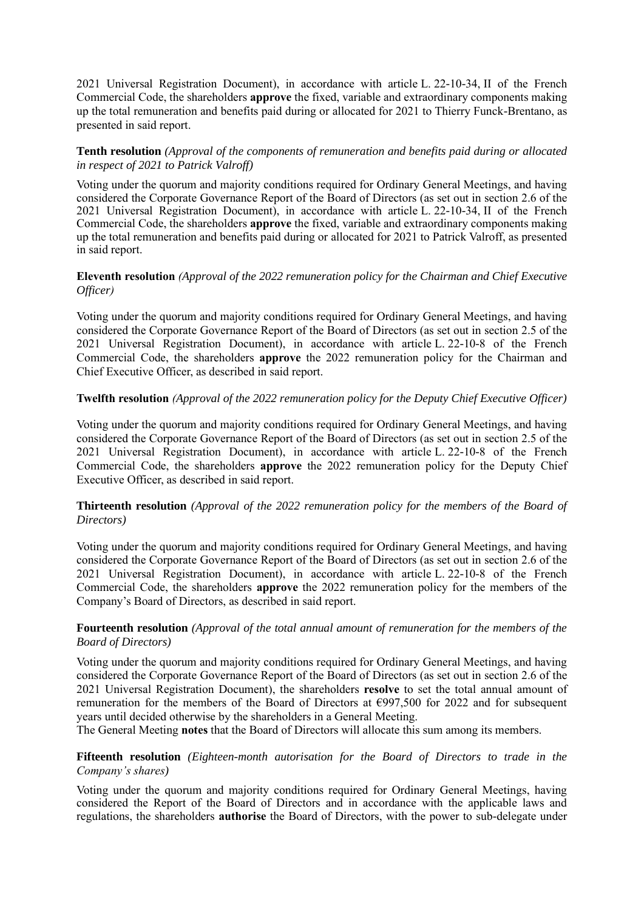2021 Universal Registration Document), in accordance with article L. 22-10-34, II of the French Commercial Code, the shareholders **approve** the fixed, variable and extraordinary components making up the total remuneration and benefits paid during or allocated for 2021 to Thierry Funck-Brentano, as presented in said report.

**Tenth resolution** *(Approval of the components of remuneration and benefits paid during or allocated in respect of 2021 to Patrick Valroff)*

Voting under the quorum and majority conditions required for Ordinary General Meetings, and having considered the Corporate Governance Report of the Board of Directors (as set out in section 2.6 of the 2021 Universal Registration Document), in accordance with article L. 22-10-34, II of the French Commercial Code, the shareholders **approve** the fixed, variable and extraordinary components making up the total remuneration and benefits paid during or allocated for 2021 to Patrick Valroff, as presented in said report.

**Eleventh resolution** *(Approval of the 2022 remuneration policy for the Chairman and Chief Executive Officer)*

Voting under the quorum and majority conditions required for Ordinary General Meetings, and having considered the Corporate Governance Report of the Board of Directors (as set out in section 2.5 of the 2021 Universal Registration Document), in accordance with article L. 22-10-8 of the French Commercial Code, the shareholders **approve** the 2022 remuneration policy for the Chairman and Chief Executive Officer, as described in said report.

**Twelfth resolution** *(Approval of the 2022 remuneration policy for the Deputy Chief Executive Officer)*

Voting under the quorum and majority conditions required for Ordinary General Meetings, and having considered the Corporate Governance Report of the Board of Directors (as set out in section 2.5 of the 2021 Universal Registration Document), in accordance with article L. 22-10-8 of the French Commercial Code, the shareholders **approve** the 2022 remuneration policy for the Deputy Chief Executive Officer, as described in said report.

**Thirteenth resolution** *(Approval of the 2022 remuneration policy for the members of the Board of Directors)*

Voting under the quorum and majority conditions required for Ordinary General Meetings, and having considered the Corporate Governance Report of the Board of Directors (as set out in section 2.6 of the 2021 Universal Registration Document), in accordance with article L. 22-10-8 of the French Commercial Code, the shareholders **approve** the 2022 remuneration policy for the members of the Company's Board of Directors, as described in said report.

**Fourteenth resolution** *(Approval of the total annual amount of remuneration for the members of the Board of Directors)*

Voting under the quorum and majority conditions required for Ordinary General Meetings, and having considered the Corporate Governance Report of the Board of Directors (as set out in section 2.6 of the 2021 Universal Registration Document), the shareholders **resolve** to set the total annual amount of remuneration for the members of the Board of Directors at €997,500 for 2022 and for subsequent years until decided otherwise by the shareholders in a General Meeting.

The General Meeting **notes** that the Board of Directors will allocate this sum among its members.

**Fifteenth resolution** *(Eighteen-month autorisation for the Board of Directors to trade in the Company's shares)*

Voting under the quorum and majority conditions required for Ordinary General Meetings, having considered the Report of the Board of Directors and in accordance with the applicable laws and regulations, the shareholders **authorise** the Board of Directors, with the power to sub-delegate under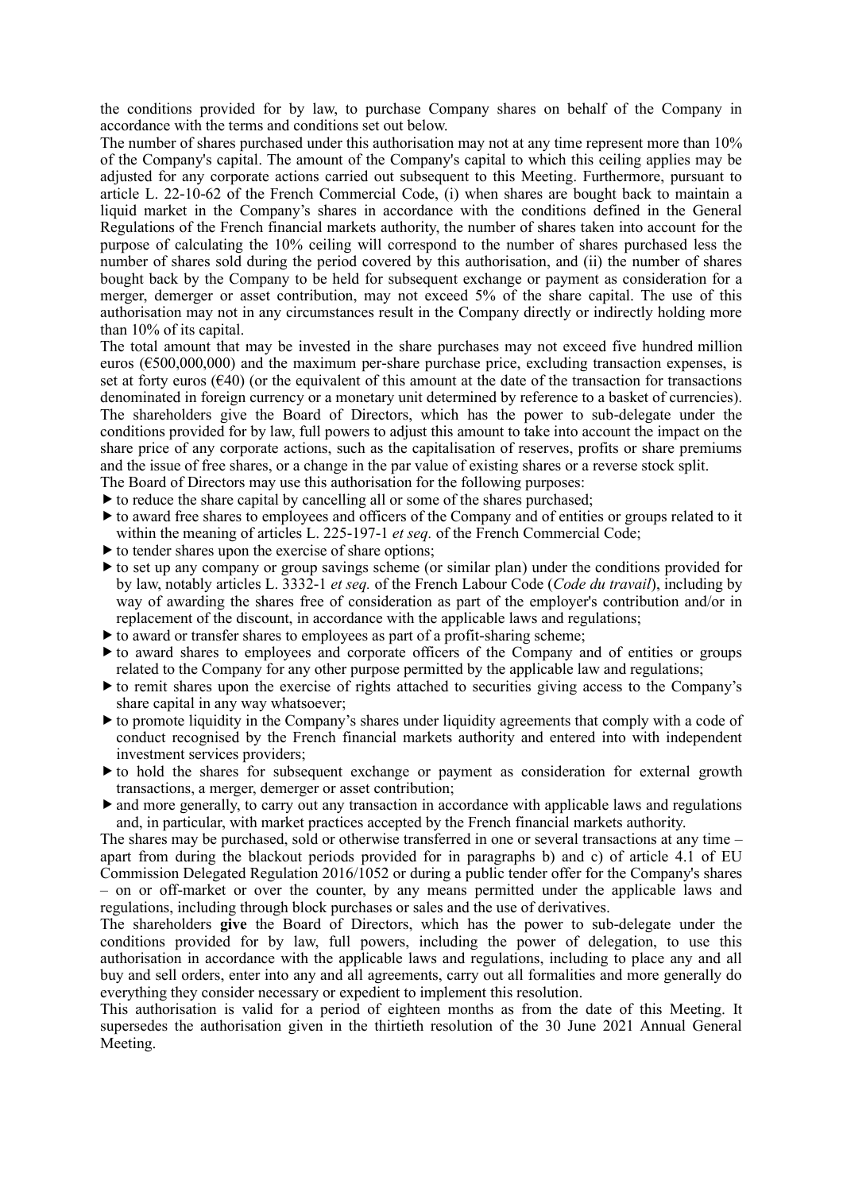the conditions provided for by law, to purchase Company shares on behalf of the Company in accordance with the terms and conditions set out below.

The number of shares purchased under this authorisation may not at any time represent more than 10% of the Company's capital. The amount of the Company's capital to which this ceiling applies may be adjusted for any corporate actions carried out subsequent to this Meeting. Furthermore, pursuant to article L. 22-10-62 of the French Commercial Code, (i) when shares are bought back to maintain a liquid market in the Company's shares in accordance with the conditions defined in the General Regulations of the French financial markets authority, the number of shares taken into account for the purpose of calculating the 10% ceiling will correspond to the number of shares purchased less the number of shares sold during the period covered by this authorisation, and (ii) the number of shares bought back by the Company to be held for subsequent exchange or payment as consideration for a merger, demerger or asset contribution, may not exceed 5% of the share capital. The use of this authorisation may not in any circumstances result in the Company directly or indirectly holding more than 10% of its capital.

The total amount that may be invested in the share purchases may not exceed five hundred million euros (€500,000,000) and the maximum per-share purchase price, excluding transaction expenses, is set at forty euros (€40) (or the equivalent of this amount at the date of the transaction for transactions denominated in foreign currency or a monetary unit determined by reference to a basket of currencies). The shareholders give the Board of Directors, which has the power to sub-delegate under the conditions provided for by law, full powers to adjust this amount to take into account the impact on the share price of any corporate actions, such as the capitalisation of reserves, profits or share premiums and the issue of free shares, or a change in the par value of existing shares or a reverse stock split.

The Board of Directors may use this authorisation for the following purposes:

- to reduce the share capital by cancelling all or some of the shares purchased;
- to award free shares to employees and officers of the Company and of entities or groups related to it within the meaning of articles L. 225-197-1 *et seq.* of the French Commercial Code;
- to tender shares upon the exercise of share options;
- to set up any company or group savings scheme (or similar plan) under the conditions provided for by law, notably articles L. 3332-1 *et seq.* of the French Labour Code (*Code du travail*), including by way of awarding the shares free of consideration as part of the employer's contribution and/or in replacement of the discount, in accordance with the applicable laws and regulations;
- to award or transfer shares to employees as part of a profit-sharing scheme;
- to award shares to employees and corporate officers of the Company and of entities or groups related to the Company for any other purpose permitted by the applicable law and regulations;
- to remit shares upon the exercise of rights attached to securities giving access to the Company's share capital in any way whatsoever;
- to promote liquidity in the Company's shares under liquidity agreements that comply with a code of conduct recognised by the French financial markets authority and entered into with independent investment services providers;
- to hold the shares for subsequent exchange or payment as consideration for external growth transactions, a merger, demerger or asset contribution;
- and more generally, to carry out any transaction in accordance with applicable laws and regulations and, in particular, with market practices accepted by the French financial markets authority.

The shares may be purchased, sold or otherwise transferred in one or several transactions at any time – apart from during the blackout periods provided for in paragraphs b) and c) of article 4.1 of EU Commission Delegated Regulation 2016/1052 or during a public tender offer for the Company's shares – on or off-market or over the counter, by any means permitted under the applicable laws and regulations, including through block purchases or sales and the use of derivatives.

The shareholders **give** the Board of Directors, which has the power to sub-delegate under the conditions provided for by law, full powers, including the power of delegation, to use this authorisation in accordance with the applicable laws and regulations, including to place any and all buy and sell orders, enter into any and all agreements, carry out all formalities and more generally do everything they consider necessary or expedient to implement this resolution.

This authorisation is valid for a period of eighteen months as from the date of this Meeting. It supersedes the authorisation given in the thirtieth resolution of the 30 June 2021 Annual General Meeting.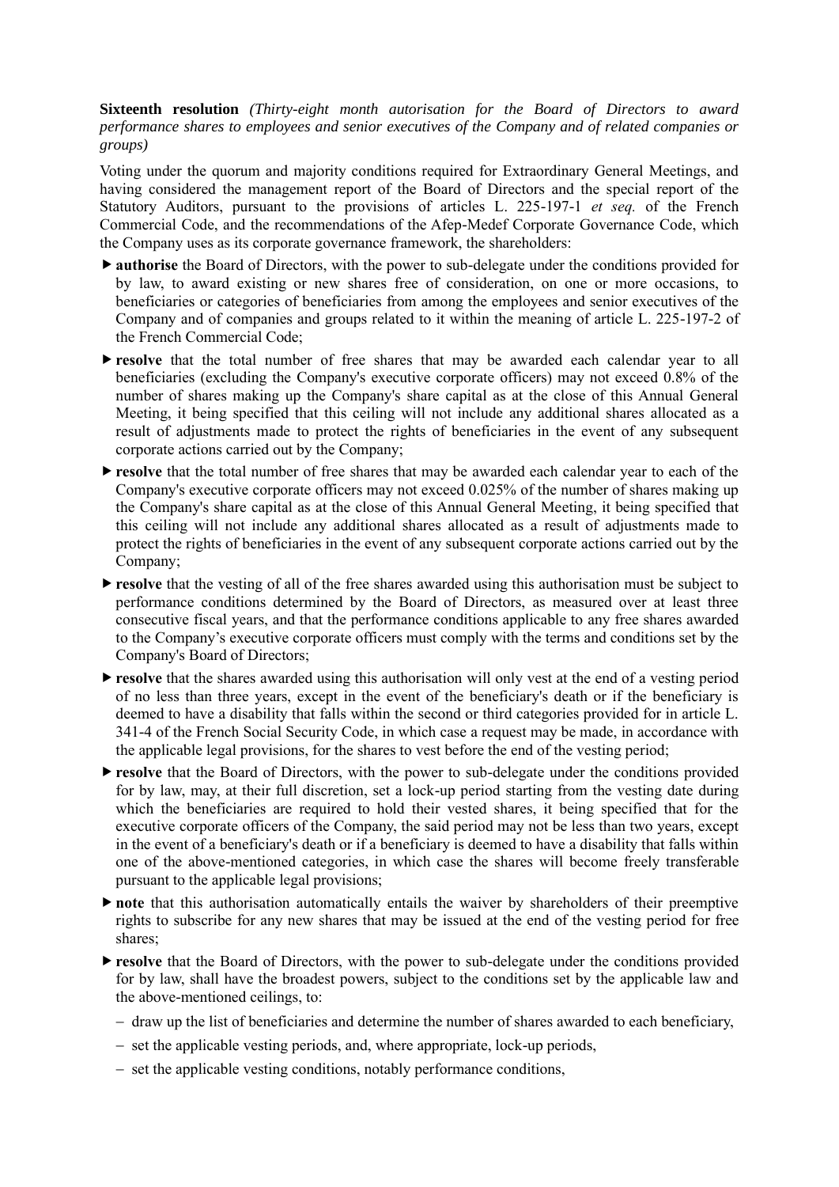**Sixteenth resolution** *(Thirty-eight month autorisation for the Board of Directors to award performance shares to employees and senior executives of the Company and of related companies or groups)*

Voting under the quorum and majority conditions required for Extraordinary General Meetings, and having considered the management report of the Board of Directors and the special report of the Statutory Auditors, pursuant to the provisions of articles L. 225-197-1 *et seq.* of the French Commercial Code, and the recommendations of the Afep-Medef Corporate Governance Code, which the Company uses as its corporate governance framework, the shareholders:

- **authorise** the Board of Directors, with the power to sub-delegate under the conditions provided for by law, to award existing or new shares free of consideration, on one or more occasions, to beneficiaries or categories of beneficiaries from among the employees and senior executives of the Company and of companies and groups related to it within the meaning of article L. 225-197-2 of the French Commercial Code;
- **resolve** that the total number of free shares that may be awarded each calendar year to all beneficiaries (excluding the Company's executive corporate officers) may not exceed 0.8% of the number of shares making up the Company's share capital as at the close of this Annual General Meeting, it being specified that this ceiling will not include any additional shares allocated as a result of adjustments made to protect the rights of beneficiaries in the event of any subsequent corporate actions carried out by the Company;
- **resolve** that the total number of free shares that may be awarded each calendar year to each of the Company's executive corporate officers may not exceed 0.025% of the number of shares making up the Company's share capital as at the close of this Annual General Meeting, it being specified that this ceiling will not include any additional shares allocated as a result of adjustments made to protect the rights of beneficiaries in the event of any subsequent corporate actions carried out by the Company;
- **resolve** that the vesting of all of the free shares awarded using this authorisation must be subject to performance conditions determined by the Board of Directors, as measured over at least three consecutive fiscal years, and that the performance conditions applicable to any free shares awarded to the Company's executive corporate officers must comply with the terms and conditions set by the Company's Board of Directors;
- **resolve** that the shares awarded using this authorisation will only vest at the end of a vesting period of no less than three years, except in the event of the beneficiary's death or if the beneficiary is deemed to have a disability that falls within the second or third categories provided for in article L. 341-4 of the French Social Security Code, in which case a request may be made, in accordance with the applicable legal provisions, for the shares to vest before the end of the vesting period;
- **resolve** that the Board of Directors, with the power to sub-delegate under the conditions provided for by law, may, at their full discretion, set a lock-up period starting from the vesting date during which the beneficiaries are required to hold their vested shares, it being specified that for the executive corporate officers of the Company, the said period may not be less than two years, except in the event of a beneficiary's death or if a beneficiary is deemed to have a disability that falls within one of the above-mentioned categories, in which case the shares will become freely transferable pursuant to the applicable legal provisions;
- **note** that this authorisation automatically entails the waiver by shareholders of their preemptive rights to subscribe for any new shares that may be issued at the end of the vesting period for free shares;
- **resolve** that the Board of Directors, with the power to sub-delegate under the conditions provided for by law, shall have the broadest powers, subject to the conditions set by the applicable law and the above-mentioned ceilings, to:
  - draw up the list of beneficiaries and determine the number of shares awarded to each beneficiary,
  - set the applicable vesting periods, and, where appropriate, lock-up periods,
  - set the applicable vesting conditions, notably performance conditions,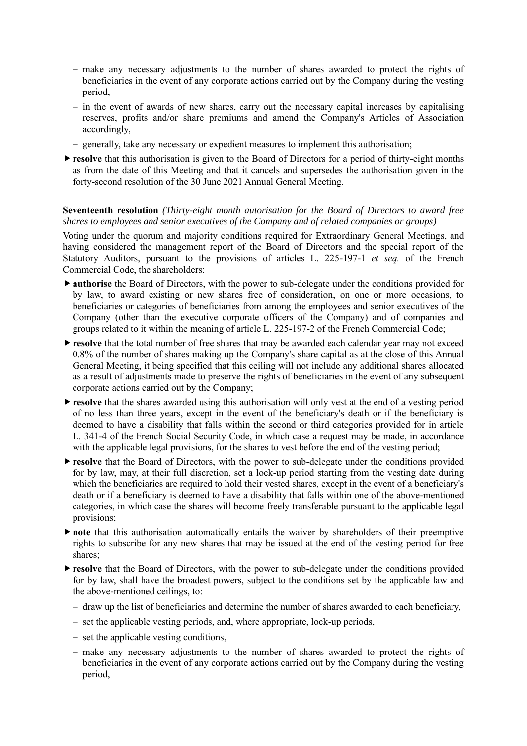- make any necessary adjustments to the number of shares awarded to protect the rights of beneficiaries in the event of any corporate actions carried out by the Company during the vesting period,
- in the event of awards of new shares, carry out the necessary capital increases by capitalising reserves, profits and/or share premiums and amend the Company's Articles of Association accordingly,
- generally, take any necessary or expedient measures to implement this authorisation;

- **resolve** that this authorisation is given to the Board of Directors for a period of thirty-eight months as from the date of this Meeting and that it cancels and supersedes the authorisation given in the forty-second resolution of the 30 June 2021 Annual General Meeting.

**Seventeenth resolution** *(Thirty-eight month autorisation for the Board of Directors to award free shares to employees and senior executives of the Company and of related companies or groups)*

Voting under the quorum and majority conditions required for Extraordinary General Meetings, and having considered the management report of the Board of Directors and the special report of the Statutory Auditors, pursuant to the provisions of articles L. 225-197-1 *et seq.* of the French Commercial Code, the shareholders:

- **authorise** the Board of Directors, with the power to sub-delegate under the conditions provided for by law, to award existing or new shares free of consideration, on one or more occasions, to beneficiaries or categories of beneficiaries from among the employees and senior executives of the Company (other than the executive corporate officers of the Company) and of companies and groups related to it within the meaning of article L. 225-197-2 of the French Commercial Code;
- **resolve** that the total number of free shares that may be awarded each calendar year may not exceed 0.8% of the number of shares making up the Company's share capital as at the close of this Annual General Meeting, it being specified that this ceiling will not include any additional shares allocated as a result of adjustments made to preserve the rights of beneficiaries in the event of any subsequent corporate actions carried out by the Company;
- **resolve** that the shares awarded using this authorisation will only vest at the end of a vesting period of no less than three years, except in the event of the beneficiary's death or if the beneficiary is deemed to have a disability that falls within the second or third categories provided for in article L. 341-4 of the French Social Security Code, in which case a request may be made, in accordance with the applicable legal provisions, for the shares to vest before the end of the vesting period;
- **resolve** that the Board of Directors, with the power to sub-delegate under the conditions provided for by law, may, at their full discretion, set a lock-up period starting from the vesting date during which the beneficiaries are required to hold their vested shares, except in the event of a beneficiary's death or if a beneficiary is deemed to have a disability that falls within one of the above-mentioned categories, in which case the shares will become freely transferable pursuant to the applicable legal provisions;
- **note** that this authorisation automatically entails the waiver by shareholders of their preemptive rights to subscribe for any new shares that may be issued at the end of the vesting period for free shares;
- **resolve** that the Board of Directors, with the power to sub-delegate under the conditions provided for by law, shall have the broadest powers, subject to the conditions set by the applicable law and the above-mentioned ceilings, to:
  - draw up the list of beneficiaries and determine the number of shares awarded to each beneficiary,
  - set the applicable vesting periods, and, where appropriate, lock-up periods,
  - set the applicable vesting conditions,
  - make any necessary adjustments to the number of shares awarded to protect the rights of beneficiaries in the event of any corporate actions carried out by the Company during the vesting period,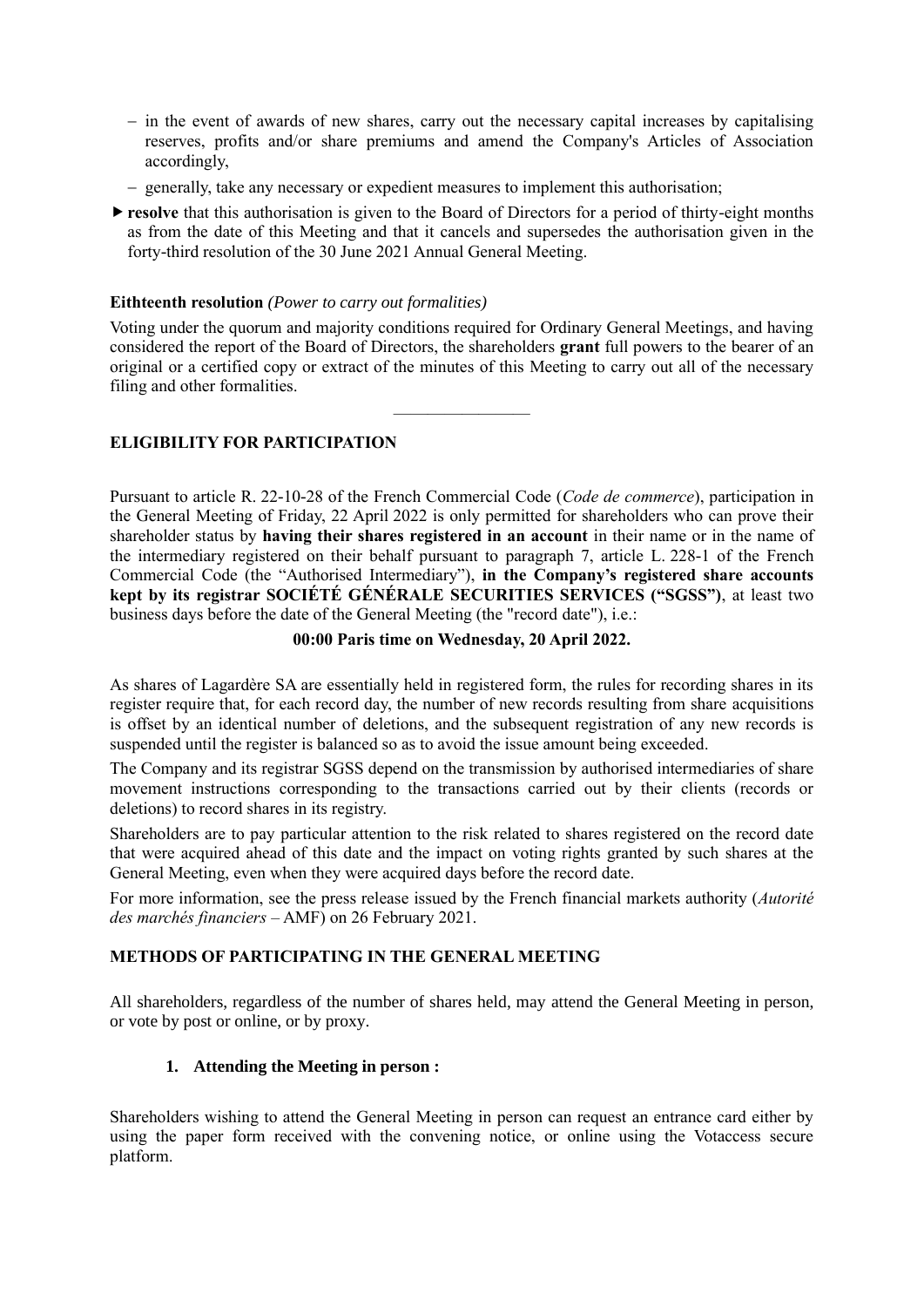– in the event of awards of new shares, carry out the necessary capital increases by capitalising reserves, profits and/or share premiums and amend the Company's Articles of Association accordingly,

– generally, take any necessary or expedient measures to implement this authorisation;

- **resolve** that this authorisation is given to the Board of Directors for a period of thirty-eight months as from the date of this Meeting and that it cancels and supersedes the authorisation given in the forty-third resolution of the 30 June 2021 Annual General Meeting.

**Eithteenth resolution** *(Power to carry out formalities)*

Voting under the quorum and majority conditions required for Ordinary General Meetings, and having considered the report of the Board of Directors, the shareholders **grant** full powers to the bearer of an original or a certified copy or extract of the minutes of this Meeting to carry out all of the necessary filing and other formalities.

---

## ELIGIBILITY FOR PARTICIPATION

Pursuant to article R. 22-10-28 of the French Commercial Code (*Code de commerce*), participation in the General Meeting of Friday, 22 April 2022 is only permitted for shareholders who can prove their shareholder status by **having their shares registered in an account** in their name or in the name of the intermediary registered on their behalf pursuant to paragraph 7, article L. 228-1 of the French Commercial Code (the "Authorised Intermediary"), **in the Company's registered share accounts kept by its registrar SOCIÉTÉ GÉNÉRALE SECURITIES SERVICES ("SGSS")**, at least two business days before the date of the General Meeting (the "record date"), i.e.:

**00:00 Paris time on Wednesday, 20 April 2022.**

As shares of Lagardère SA are essentially held in registered form, the rules for recording shares in its register require that, for each record day, the number of new records resulting from share acquisitions is offset by an identical number of deletions, and the subsequent registration of any new records is suspended until the register is balanced so as to avoid the issue amount being exceeded.

The Company and its registrar SGSS depend on the transmission by authorised intermediaries of share movement instructions corresponding to the transactions carried out by their clients (records or deletions) to record shares in its registry.

Shareholders are to pay particular attention to the risk related to shares registered on the record date that were acquired ahead of this date and the impact on voting rights granted by such shares at the General Meeting, even when they were acquired days before the record date.

For more information, see the press release issued by the French financial markets authority (*Autorité des marchés financiers* – AMF) on 26 February 2021.

## METHODS OF PARTICIPATING IN THE GENERAL MEETING

All shareholders, regardless of the number of shares held, may attend the General Meeting in person, or vote by post or online, or by proxy.

### 1. Attending the Meeting in person :

Shareholders wishing to attend the General Meeting in person can request an entrance card either by using the paper form received with the convening notice, or online using the Votaccess secure platform.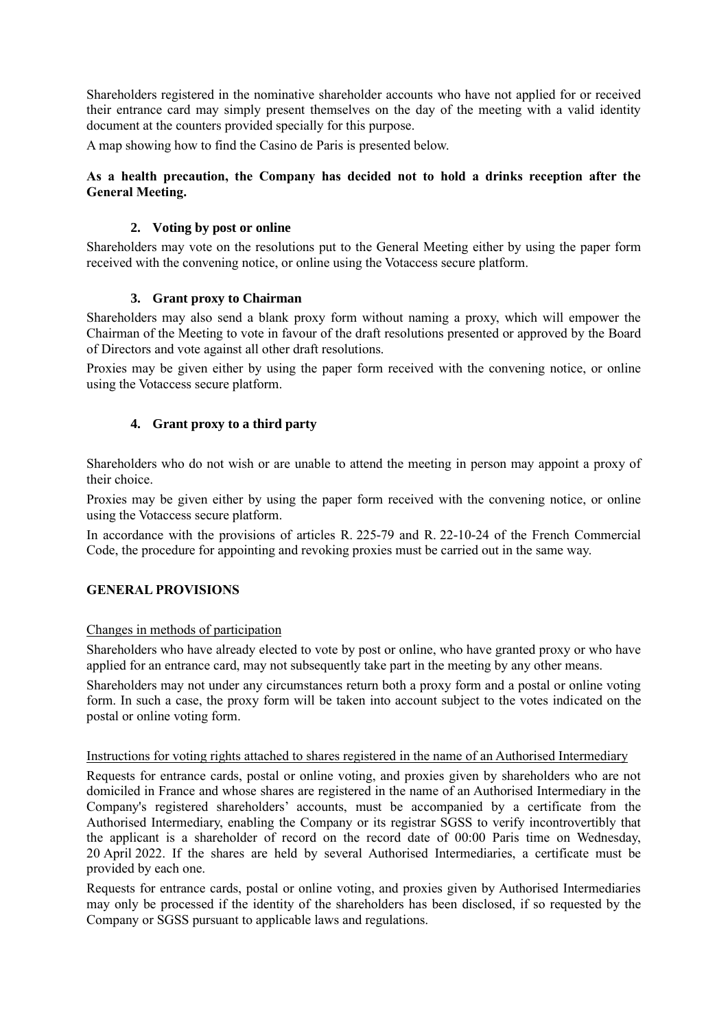Shareholders registered in the nominative shareholder accounts who have not applied for or received their entrance card may simply present themselves on the day of the meeting with a valid identity document at the counters provided specially for this purpose.

A map showing how to find the Casino de Paris is presented below.

**As a health precaution, the Company has decided not to hold a drinks reception after the General Meeting.**

### 2. Voting by post or online

Shareholders may vote on the resolutions put to the General Meeting either by using the paper form received with the convening notice, or online using the Votaccess secure platform.

### 3. Grant proxy to Chairman

Shareholders may also send a blank proxy form without naming a proxy, which will empower the Chairman of the Meeting to vote in favour of the draft resolutions presented or approved by the Board of Directors and vote against all other draft resolutions.

Proxies may be given either by using the paper form received with the convening notice, or online using the Votaccess secure platform.

### 4. Grant proxy to a third party

Shareholders who do not wish or are unable to attend the meeting in person may appoint a proxy of their choice.

Proxies may be given either by using the paper form received with the convening notice, or online using the Votaccess secure platform.

In accordance with the provisions of articles R. 225-79 and R. 22-10-24 of the French Commercial Code, the procedure for appointing and revoking proxies must be carried out in the same way.

## GENERAL PROVISIONS

Changes in methods of participation

Shareholders who have already elected to vote by post or online, who have granted proxy or who have applied for an entrance card, may not subsequently take part in the meeting by any other means.

Shareholders may not under any circumstances return both a proxy form and a postal or online voting form. In such a case, the proxy form will be taken into account subject to the votes indicated on the postal or online voting form.

Instructions for voting rights attached to shares registered in the name of an Authorised Intermediary

Requests for entrance cards, postal or online voting, and proxies given by shareholders who are not domiciled in France and whose shares are registered in the name of an Authorised Intermediary in the Company's registered shareholders' accounts, must be accompanied by a certificate from the Authorised Intermediary, enabling the Company or its registrar SGSS to verify incontrovertibly that the applicant is a shareholder of record on the record date of 00:00 Paris time on Wednesday, 20 April 2022. If the shares are held by several Authorised Intermediaries, a certificate must be provided by each one.

Requests for entrance cards, postal or online voting, and proxies given by Authorised Intermediaries may only be processed if the identity of the shareholders has been disclosed, if so requested by the Company or SGSS pursuant to applicable laws and regulations.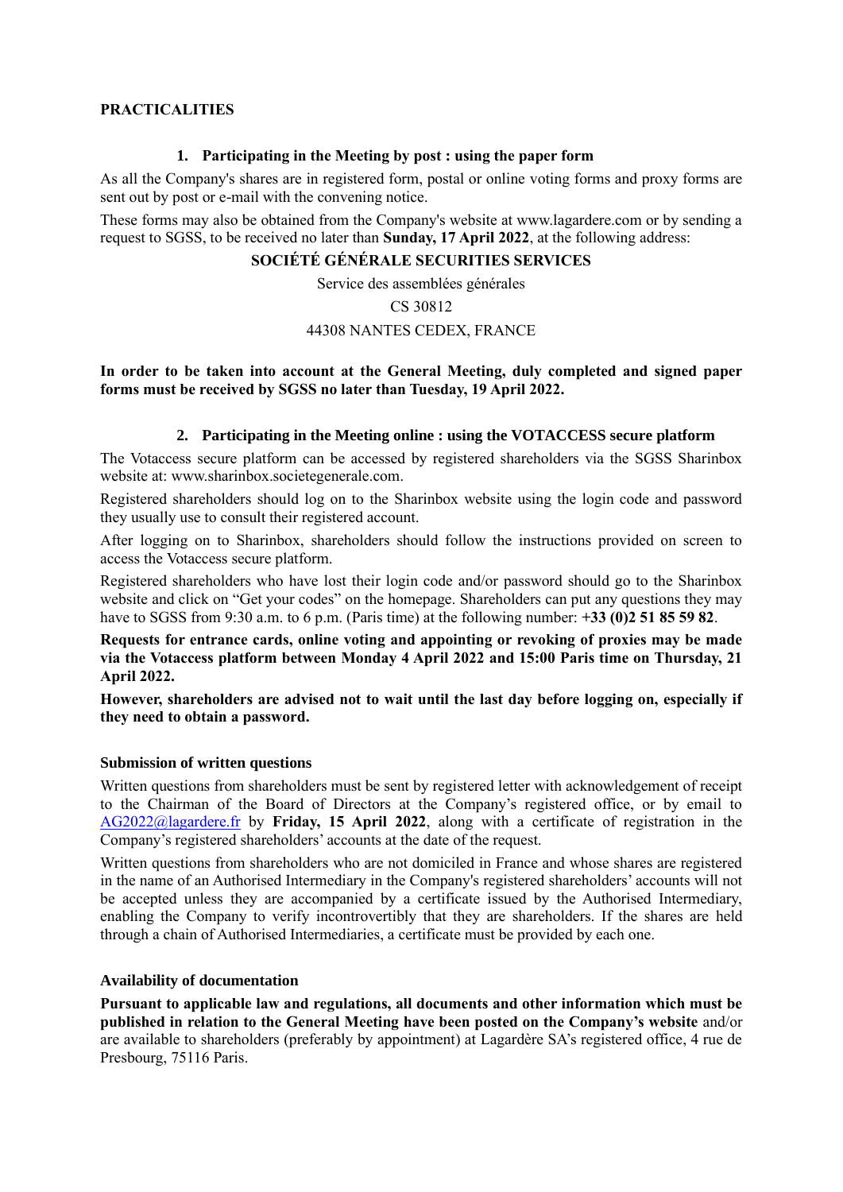**PRACTICALITIES**

### 1. Participating in the Meeting by post : using the paper form

As all the Company's shares are in registered form, postal or online voting forms and proxy forms are sent out by post or e-mail with the convening notice.

These forms may also be obtained from the Company's website at www.lagardere.com or by sending a request to SGSS, to be received no later than **Sunday, 17 April 2022**, at the following address:

**SOCIÉTÉ GÉNÉRALE SECURITIES SERVICES**

Service des assemblées générales

CS 30812

44308 NANTES CEDEX, FRANCE

**In order to be taken into account at the General Meeting, duly completed and signed paper forms must be received by SGSS no later than Tuesday, 19 April 2022.**

### 2. Participating in the Meeting online : using the VOTACCESS secure platform

The Votaccess secure platform can be accessed by registered shareholders via the SGSS Sharinbox website at: www.sharinbox.societegenerale.com.

Registered shareholders should log on to the Sharinbox website using the login code and password they usually use to consult their registered account.

After logging on to Sharinbox, shareholders should follow the instructions provided on screen to access the Votaccess secure platform.

Registered shareholders who have lost their login code and/or password should go to the Sharinbox website and click on "Get your codes" on the homepage. Shareholders can put any questions they may have to SGSS from 9:30 a.m. to 6 p.m. (Paris time) at the following number: **+33 (0)2 51 85 59 82**.

**Requests for entrance cards, online voting and appointing or revoking of proxies may be made via the Votaccess platform between Monday 4 April 2022 and 15:00 Paris time on Thursday, 21 April 2022.**

**However, shareholders are advised not to wait until the last day before logging on, especially if they need to obtain a password.**

**Submission of written questions**

Written questions from shareholders must be sent by registered letter with acknowledgement of receipt to the Chairman of the Board of Directors at the Company's registered office, or by email to AG2022@lagardere.fr by **Friday, 15 April 2022**, along with a certificate of registration in the Company's registered shareholders' accounts at the date of the request.

Written questions from shareholders who are not domiciled in France and whose shares are registered in the name of an Authorised Intermediary in the Company's registered shareholders' accounts will not be accepted unless they are accompanied by a certificate issued by the Authorised Intermediary, enabling the Company to verify incontrovertibly that they are shareholders. If the shares are held through a chain of Authorised Intermediaries, a certificate must be provided by each one.

**Availability of documentation**

**Pursuant to applicable law and regulations, all documents and other information which must be published in relation to the General Meeting have been posted on the Company's website** and/or are available to shareholders (preferably by appointment) at Lagardère SA's registered office, 4 rue de Presbourg, 75116 Paris.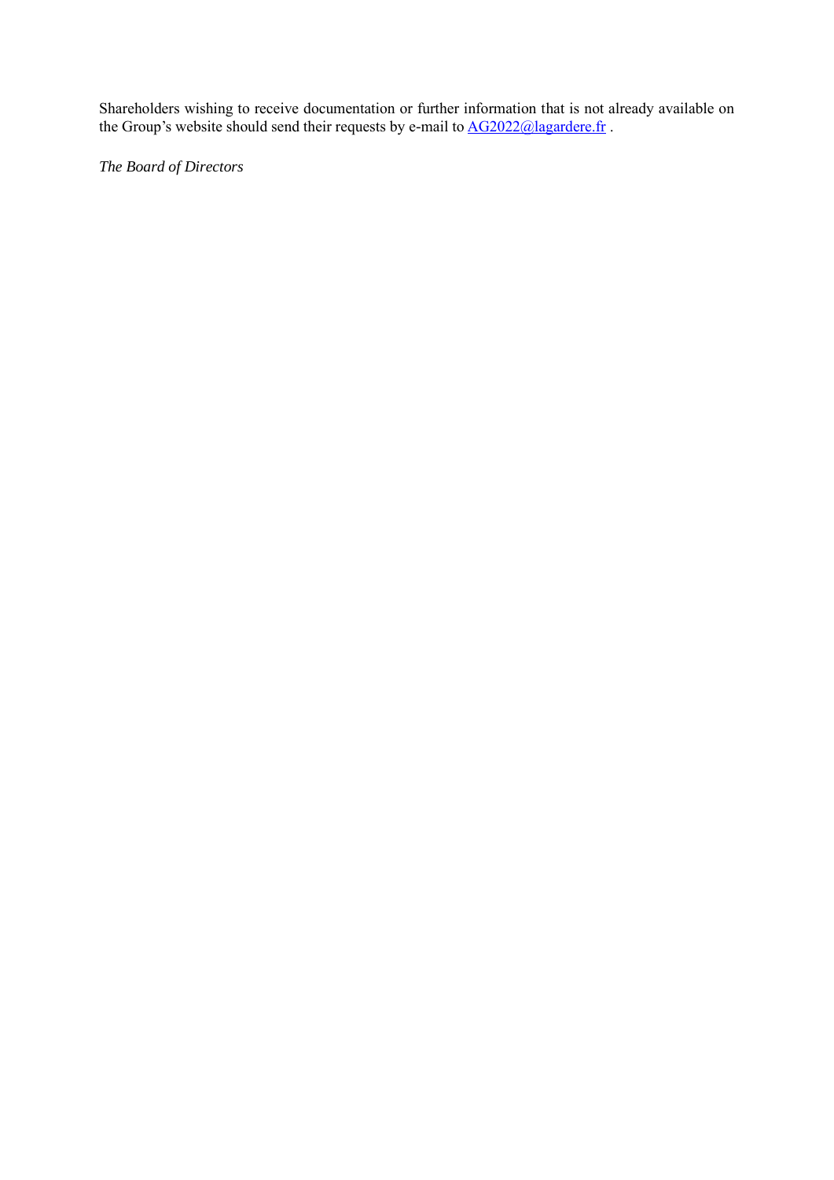Shareholders wishing to receive documentation or further information that is not already available on the Group's website should send their requests by e-mail to AG2022@lagardere.fr .

*The Board of Directors*